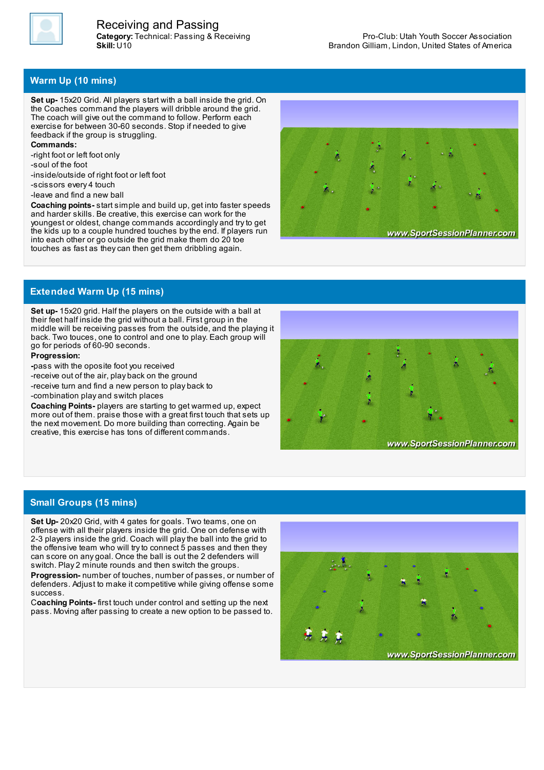# Receiving and Passing

**Category:** Technical: Passing & Receiving
**Skill:** U10

Pro-Club: Utah Youth Soccer Association
Brandon Gilliam, Lindon, United States of America

## Warm Up (10 mins)

**Set up-** 15x20 Grid. All players start with a ball inside the grid. On the Coaches command the players will dribble around the grid. The coach will give out the command to follow. Perform each exercise for between 30-60 seconds. Stop if needed to give feedback if the group is struggling.

**Commands:**

-right foot or left foot only
-soul of the foot
-inside/outside of right foot or left foot
-scissors every 4 touch
-leave and find a new ball

**Coaching points-** start simple and build up, get into faster speeds and harder skills. Be creative, this exercise can work for the youngest or oldest, change commands accordingly and try to get the kids up to a couple hundred touches by the end. If players run into each other or go outside the grid make them do 20 toe touches as fast as they can then get them dribbling again.

www.SportSessionPlanner.com

## Extended Warm Up (15 mins)

**Set up-** 15x20 grid. Half the players on the outside with a ball at their feet half inside the grid without a ball. First group in the middle will be receiving passes from the outside, and the playing it back. Two touces, one to control and one to play. Each group will go for periods of 60-90 seconds.

**Progression:**

-pass with the oposite foot you received
-receive out of the air, play back on the ground
-receive turn and find a new person to play back to
-combination play and switch places

**Coaching Points-** players are starting to get warmed up, expect more out of them. praise those with a great first touch that sets up the next movement. Do more building than correcting. Again be creative, this exercise has tons of different commands.

www.SportSessionPlanner.com

## Small Groups (15 mins)

**Set Up-** 20x20 Grid, with 4 gates for goals. Two teams, one on offense with all their players inside the grid. One on defense with 2-3 players inside the grid. Coach will play the ball into the grid to the offensive team who will try to connect 5 passes and then they can score on any goal. Once the ball is out the 2 defenders will switch. Play 2 minute rounds and then switch the groups.

**Progression-** number of touches, number of passes, or number of defenders. Adjust to make it competitive while giving offense some success.

**Coaching Points-** first touch under control and setting up the next pass. Moving after passing to create a new option to be passed to.

www.SportSessionPlanner.com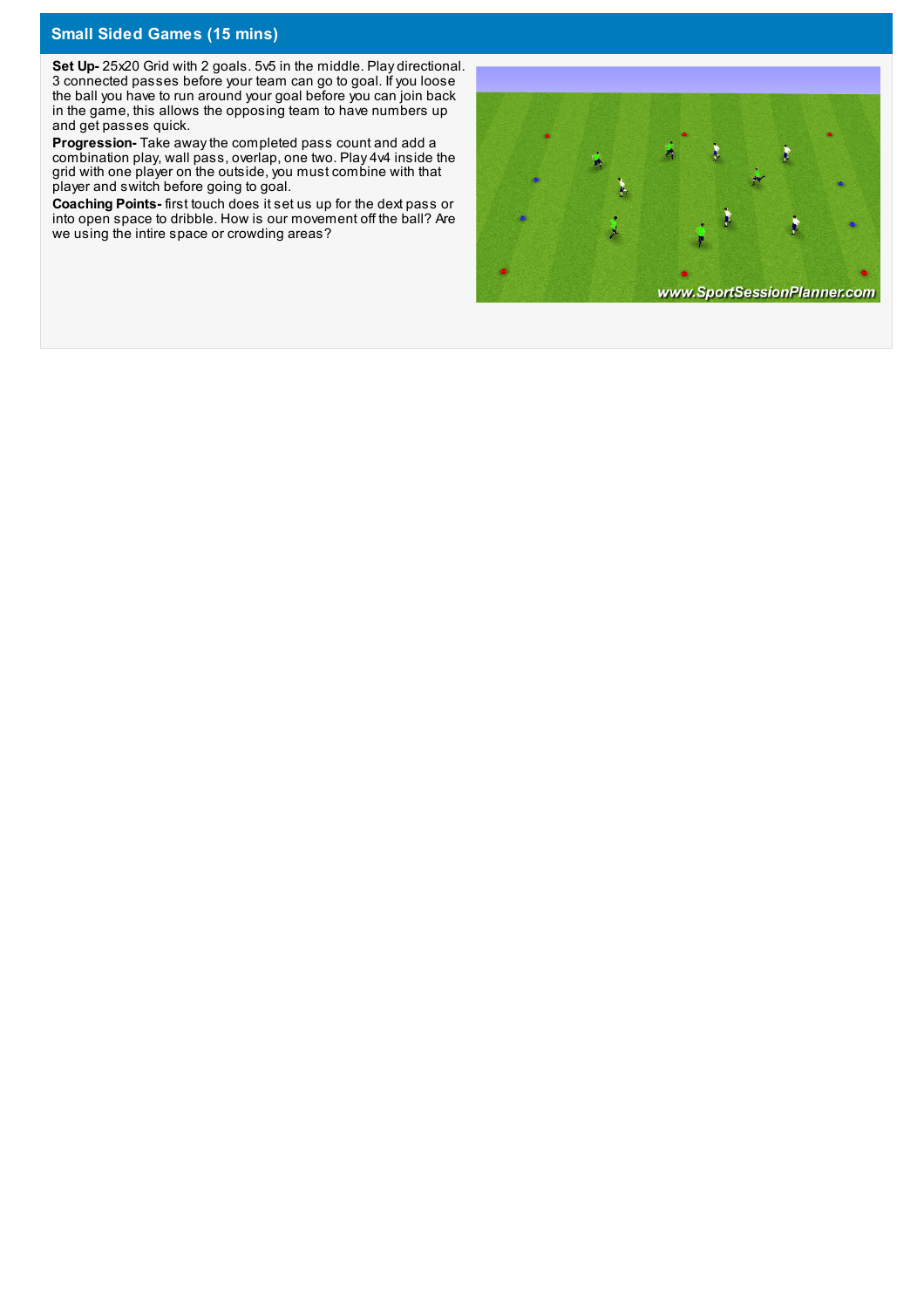## Small Sided Games (15 mins)

**Set Up-** 25x20 Grid with 2 goals. 5v5 in the middle. Play directional. 3 connected passes before your team can go to goal. If you loose the ball you have to run around your goal before you can join back in the game, this allows the opposing team to have numbers up and get passes quick.

**Progression-** Take away the completed pass count and add a combination play, wall pass, overlap, one two. Play 4v4 inside the grid with one player on the outside, you must combine with that player and switch before going to goal.

**Coaching Points-** first touch does it set us up for the dext pass or into open space to dribble. How is our movement off the ball? Are we using the intire space or crowding areas?